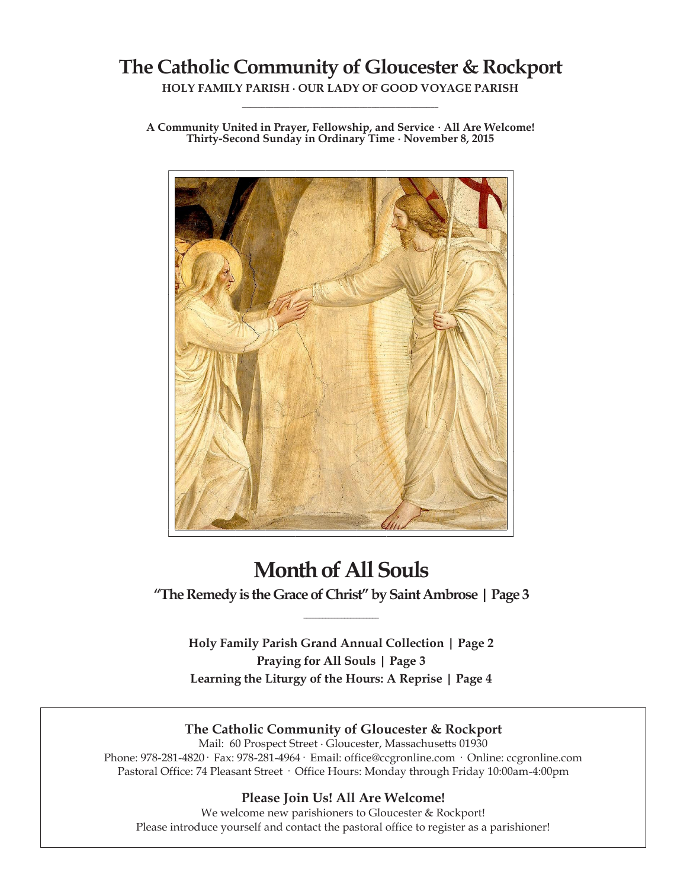# The Catholic Community of Gloucester & Rockport

**HOLY FAMILY PARISH · OUR LADY OF GOOD VOYAGE PARISH**

**A Community United in Prayer, Fellowship, and Service · All Are Welcome!**
**Thirty-Second Sunday in Ordinary Time · November 8, 2015**

# Month of All Souls

**"The Remedy is the Grace of Christ" by Saint Ambrose | Page 3**

**Holy Family Parish Grand Annual Collection | Page 2**
**Praying for All Souls | Page 3**
**Learning the Liturgy of the Hours: A Reprise | Page 4**

### The Catholic Community of Gloucester & Rockport

Mail: 60 Prospect Street · Gloucester, Massachusetts 01930
Phone: 978-281-4820 · Fax: 978-281-4964 · Email: office@ccgronline.com · Online: ccgronline.com
Pastoral Office: 74 Pleasant Street · Office Hours: Monday through Friday 10:00am-4:00pm

### Please Join Us! All Are Welcome!

We welcome new parishioners to Gloucester & Rockport!
Please introduce yourself and contact the pastoral office to register as a parishioner!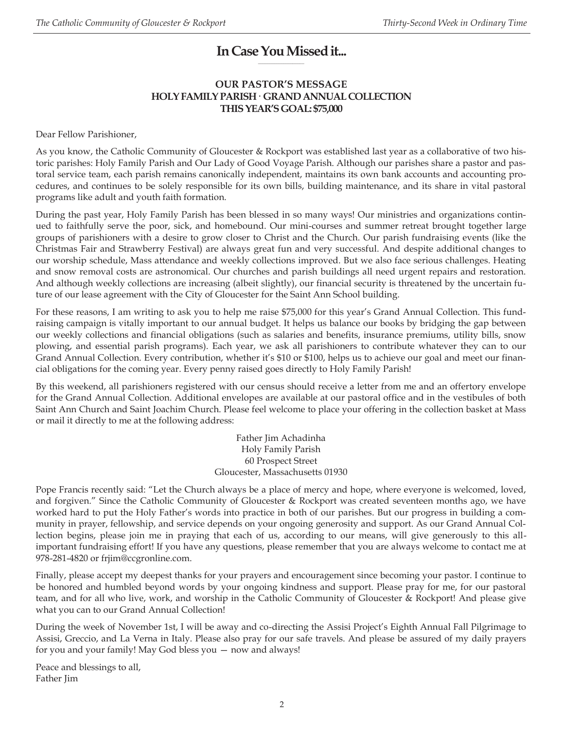# In Case You Missed it...

### OUR PASTOR'S MESSAGE
### HOLY FAMILY PARISH · GRAND ANNUAL COLLECTION
### THIS YEAR'S GOAL: $75,000

Dear Fellow Parishioner,

As you know, the Catholic Community of Gloucester & Rockport was established last year as a collaborative of two historic parishes: Holy Family Parish and Our Lady of Good Voyage Parish. Although our parishes share a pastor and pastoral service team, each parish remains canonically independent, maintains its own bank accounts and accounting procedures, and continues to be solely responsible for its own bills, building maintenance, and its share in vital pastoral programs like adult and youth faith formation.

During the past year, Holy Family Parish has been blessed in so many ways! Our ministries and organizations continued to faithfully serve the poor, sick, and homebound. Our mini-courses and summer retreat brought together large groups of parishioners with a desire to grow closer to Christ and the Church. Our parish fundraising events (like the Christmas Fair and Strawberry Festival) are always great fun and very successful. And despite additional changes to our worship schedule, Mass attendance and weekly collections improved. But we also face serious challenges. Heating and snow removal costs are astronomical. Our churches and parish buildings all need urgent repairs and restoration. And although weekly collections are increasing (albeit slightly), our financial security is threatened by the uncertain future of our lease agreement with the City of Gloucester for the Saint Ann School building.

For these reasons, I am writing to ask you to help me raise $75,000 for this year's Grand Annual Collection. This fundraising campaign is vitally important to our annual budget. It helps us balance our books by bridging the gap between our weekly collections and financial obligations (such as salaries and benefits, insurance premiums, utility bills, snow plowing, and essential parish programs). Each year, we ask all parishioners to contribute whatever they can to our Grand Annual Collection. Every contribution, whether it's $10 or $100, helps us to achieve our goal and meet our financial obligations for the coming year. Every penny raised goes directly to Holy Family Parish!

By this weekend, all parishioners registered with our census should receive a letter from me and an offertory envelope for the Grand Annual Collection. Additional envelopes are available at our pastoral office and in the vestibules of both Saint Ann Church and Saint Joachim Church. Please feel welcome to place your offering in the collection basket at Mass or mail it directly to me at the following address:

Father Jim Achadinha
Holy Family Parish
60 Prospect Street
Gloucester, Massachusetts 01930

Pope Francis recently said: "Let the Church always be a place of mercy and hope, where everyone is welcomed, loved, and forgiven." Since the Catholic Community of Gloucester & Rockport was created seventeen months ago, we have worked hard to put the Holy Father's words into practice in both of our parishes. But our progress in building a community in prayer, fellowship, and service depends on your ongoing generosity and support. As our Grand Annual Collection begins, please join me in praying that each of us, according to our means, will give generously to this all-important fundraising effort! If you have any questions, please remember that you are always welcome to contact me at 978-281-4820 or frjim@ccgronline.com.

Finally, please accept my deepest thanks for your prayers and encouragement since becoming your pastor. I continue to be honored and humbled beyond words by your ongoing kindness and support. Please pray for me, for our pastoral team, and for all who live, work, and worship in the Catholic Community of Gloucester & Rockport! And please give what you can to our Grand Annual Collection!

During the week of November 1st, I will be away and co-directing the Assisi Project's Eighth Annual Fall Pilgrimage to Assisi, Greccio, and La Verna in Italy. Please also pray for our safe travels. And please be assured of my daily prayers for you and your family! May God bless you — now and always!

Peace and blessings to all,
Father Jim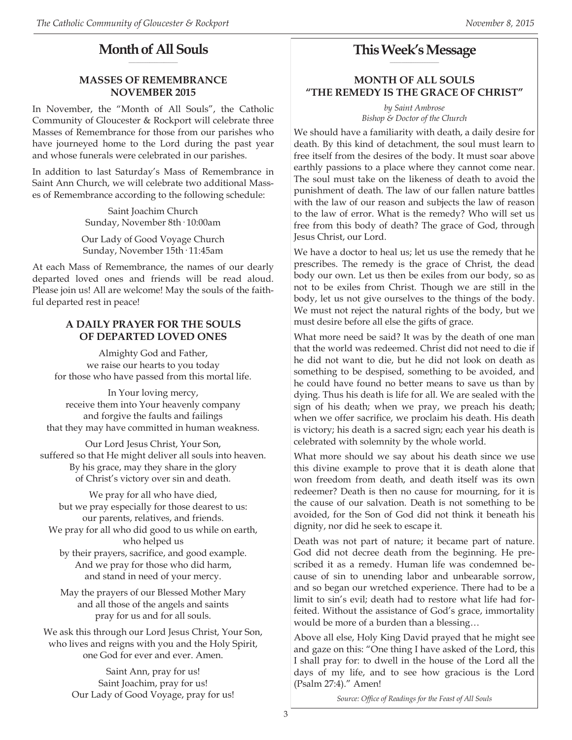# Month of All Souls

## MASSES OF REMEMBRANCE NOVEMBER 2015

In November, the "Month of All Souls", the Catholic Community of Gloucester & Rockport will celebrate three Masses of Remembrance for those from our parishes who have journeyed home to the Lord during the past year and whose funerals were celebrated in our parishes.

In addition to last Saturday's Mass of Remembrance in Saint Ann Church, we will celebrate two additional Masses of Remembrance according to the following schedule:

Saint Joachim Church
Sunday, November 8th · 10:00am

Our Lady of Good Voyage Church
Sunday, November 15th · 11:45am

At each Mass of Remembrance, the names of our dearly departed loved ones and friends will be read aloud. Please join us! All are welcome! May the souls of the faithful departed rest in peace!

## A DAILY PRAYER FOR THE SOULS OF DEPARTED LOVED ONES

Almighty God and Father,
we raise our hearts to you today
for those who have passed from this mortal life.

In Your loving mercy,
receive them into Your heavenly company
and forgive the faults and failings
that they may have committed in human weakness.

Our Lord Jesus Christ, Your Son,
suffered so that He might deliver all souls into heaven.
By his grace, may they share in the glory
of Christ's victory over sin and death.

We pray for all who have died,
but we pray especially for those dearest to us:
our parents, relatives, and friends.
We pray for all who did good to us while on earth,
who helped us
by their prayers, sacrifice, and good example.
And we pray for those who did harm,
and stand in need of your mercy.

May the prayers of our Blessed Mother Mary
and all those of the angels and saints
pray for us and for all souls.

We ask this through our Lord Jesus Christ, Your Son,
who lives and reigns with you and the Holy Spirit,
one God for ever and ever. Amen.

Saint Ann, pray for us!
Saint Joachim, pray for us!
Our Lady of Good Voyage, pray for us!

# This Week's Message

## MONTH OF ALL SOULS "THE REMEDY IS THE GRACE OF CHRIST"

*by Saint Ambrose*
*Bishop & Doctor of the Church*

We should have a familiarity with death, a daily desire for death. By this kind of detachment, the soul must learn to free itself from the desires of the body. It must soar above earthly passions to a place where they cannot come near. The soul must take on the likeness of death to avoid the punishment of death. The law of our fallen nature battles with the law of our reason and subjects the law of reason to the law of error. What is the remedy? Who will set us free from this body of death? The grace of God, through Jesus Christ, our Lord.

We have a doctor to heal us; let us use the remedy that he prescribes. The remedy is the grace of Christ, the dead body our own. Let us then be exiles from our body, so as not to be exiles from Christ. Though we are still in the body, let us not give ourselves to the things of the body. We must not reject the natural rights of the body, but we must desire before all else the gifts of grace.

What more need be said? It was by the death of one man that the world was redeemed. Christ did not need to die if he did not want to die, but he did not look on death as something to be despised, something to be avoided, and he could have found no better means to save us than by dying. Thus his death is life for all. We are sealed with the sign of his death; when we pray, we preach his death; when we offer sacrifice, we proclaim his death. His death is victory; his death is a sacred sign; each year his death is celebrated with solemnity by the whole world.

What more should we say about his death since we use this divine example to prove that it is death alone that won freedom from death, and death itself was its own redeemer? Death is then no cause for mourning, for it is the cause of our salvation. Death is not something to be avoided, for the Son of God did not think it beneath his dignity, nor did he seek to escape it.

Death was not part of nature; it became part of nature. God did not decree death from the beginning. He prescribed it as a remedy. Human life was condemned because of sin to unending labor and unbearable sorrow, and so began our wretched experience. There had to be a limit to sin's evil; death had to restore what life had forfeited. Without the assistance of God's grace, immortality would be more of a burden than a blessing…

Above all else, Holy King David prayed that he might see and gaze on this: "One thing I have asked of the Lord, this I shall pray for: to dwell in the house of the Lord all the days of my life, and to see how gracious is the Lord (Psalm 27:4)." Amen!

*Source: Office of Readings for the Feast of All Souls*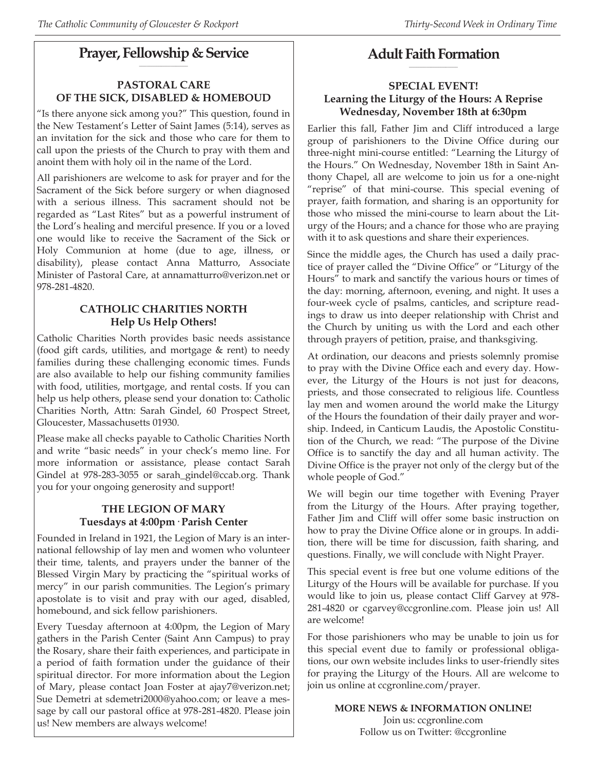## Prayer, Fellowship & Service

### PASTORAL CARE OF THE SICK, DISABLED & HOMEBOUD

"Is there anyone sick among you?" This question, found in the New Testament's Letter of Saint James (5:14), serves as an invitation for the sick and those who care for them to call upon the priests of the Church to pray with them and anoint them with holy oil in the name of the Lord.

All parishioners are welcome to ask for prayer and for the Sacrament of the Sick before surgery or when diagnosed with a serious illness. This sacrament should not be regarded as "Last Rites" but as a powerful instrument of the Lord's healing and merciful presence. If you or a loved one would like to receive the Sacrament of the Sick or Holy Communion at home (due to age, illness, or disability), please contact Anna Matturro, Associate Minister of Pastoral Care, at annamatturro@verizon.net or 978-281-4820.

### CATHOLIC CHARITIES NORTH
**Help Us Help Others!**

Catholic Charities North provides basic needs assistance (food gift cards, utilities, and mortgage & rent) to needy families during these challenging economic times. Funds are also available to help our fishing community families with food, utilities, mortgage, and rental costs. If you can help us help others, please send your donation to: Catholic Charities North, Attn: Sarah Gindel, 60 Prospect Street, Gloucester, Massachusetts 01930.

Please make all checks payable to Catholic Charities North and write "basic needs" in your check's memo line. For more information or assistance, please contact Sarah Gindel at 978-283-3055 or sarah_gindel@ccab.org. Thank you for your ongoing generosity and support!

### THE LEGION OF MARY
**Tuesdays at 4:00pm · Parish Center**

Founded in Ireland in 1921, the Legion of Mary is an international fellowship of lay men and women who volunteer their time, talents, and prayers under the banner of the Blessed Virgin Mary by practicing the "spiritual works of mercy" in our parish communities. The Legion's primary apostolate is to visit and pray with our aged, disabled, homebound, and sick fellow parishioners.

Every Tuesday afternoon at 4:00pm, the Legion of Mary gathers in the Parish Center (Saint Ann Campus) to pray the Rosary, share their faith experiences, and participate in a period of faith formation under the guidance of their spiritual director. For more information about the Legion of Mary, please contact Joan Foster at ajay7@verizon.net; Sue Demetri at sdemetri2000@yahoo.com; or leave a message by call our pastoral office at 978-281-4820. Please join us! New members are always welcome!

## Adult Faith Formation

### SPECIAL EVENT!
**Learning the Liturgy of the Hours: A Reprise**
**Wednesday, November 18th at 6:30pm**

Earlier this fall, Father Jim and Cliff introduced a large group of parishioners to the Divine Office during our three-night mini-course entitled: "Learning the Liturgy of the Hours." On Wednesday, November 18th in Saint Anthony Chapel, all are welcome to join us for a one-night "reprise" of that mini-course. This special evening of prayer, faith formation, and sharing is an opportunity for those who missed the mini-course to learn about the Liturgy of the Hours; and a chance for those who are praying with it to ask questions and share their experiences.

Since the middle ages, the Church has used a daily practice of prayer called the "Divine Office" or "Liturgy of the Hours" to mark and sanctify the various hours or times of the day: morning, afternoon, evening, and night. It uses a four-week cycle of psalms, canticles, and scripture readings to draw us into deeper relationship with Christ and the Church by uniting us with the Lord and each other through prayers of petition, praise, and thanksgiving.

At ordination, our deacons and priests solemnly promise to pray with the Divine Office each and every day. However, the Liturgy of the Hours is not just for deacons, priests, and those consecrated to religious life. Countless lay men and women around the world make the Liturgy of the Hours the foundation of their daily prayer and worship. Indeed, in Canticum Laudis, the Apostolic Constitution of the Church, we read: "The purpose of the Divine Office is to sanctify the day and all human activity. The Divine Office is the prayer not only of the clergy but of the whole people of God."

We will begin our time together with Evening Prayer from the Liturgy of the Hours. After praying together, Father Jim and Cliff will offer some basic instruction on how to pray the Divine Office alone or in groups. In addition, there will be time for discussion, faith sharing, and questions. Finally, we will conclude with Night Prayer.

This special event is free but one volume editions of the Liturgy of the Hours will be available for purchase. If you would like to join us, please contact Cliff Garvey at 978-281-4820 or cgarvey@ccgronline.com. Please join us! All are welcome!

For those parishioners who may be unable to join us for this special event due to family or professional obligations, our own website includes links to user-friendly sites for praying the Liturgy of the Hours. All are welcome to join us online at ccgronline.com/prayer.

**MORE NEWS & INFORMATION ONLINE!**
Join us: ccgronline.com
Follow us on Twitter: @ccgronline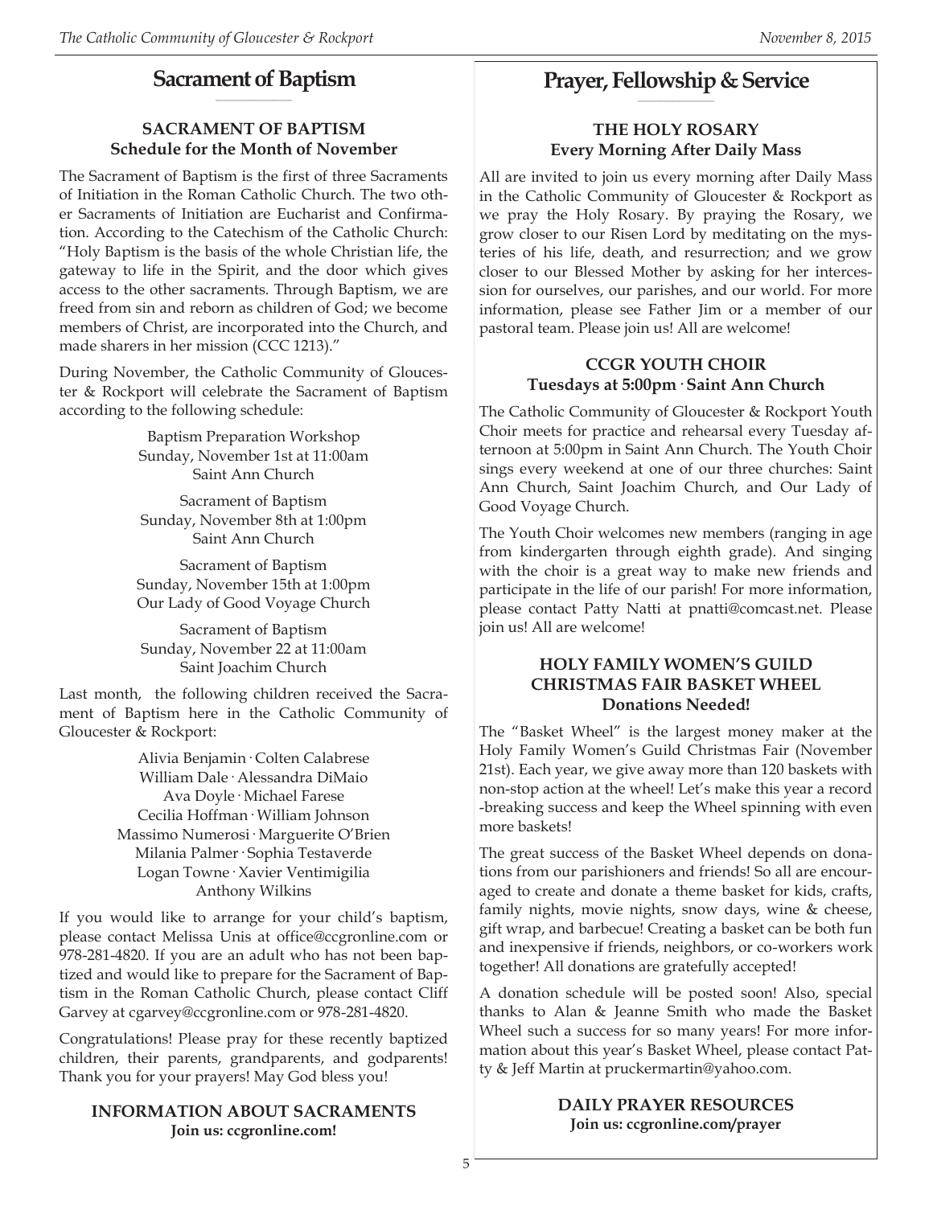## Sacrament of Baptism

### SACRAMENT OF BAPTISM
**Schedule for the Month of November**

The Sacrament of Baptism is the first of three Sacraments of Initiation in the Roman Catholic Church. The two other Sacraments of Initiation are Eucharist and Confirmation. According to the Catechism of the Catholic Church: "Holy Baptism is the basis of the whole Christian life, the gateway to life in the Spirit, and the door which gives access to the other sacraments. Through Baptism, we are freed from sin and reborn as children of God; we become members of Christ, are incorporated into the Church, and made sharers in her mission (CCC 1213)."

During November, the Catholic Community of Gloucester & Rockport will celebrate the Sacrament of Baptism according to the following schedule:

Baptism Preparation Workshop
Sunday, November 1st at 11:00am
Saint Ann Church

Sacrament of Baptism
Sunday, November 8th at 1:00pm
Saint Ann Church

Sacrament of Baptism
Sunday, November 15th at 1:00pm
Our Lady of Good Voyage Church

Sacrament of Baptism
Sunday, November 22 at 11:00am
Saint Joachim Church

Last month, the following children received the Sacrament of Baptism here in the Catholic Community of Gloucester & Rockport:

Alivia Benjamin · Colten Calabrese
William Dale · Alessandra DiMaio
Ava Doyle · Michael Farese
Cecilia Hoffman · William Johnson
Massimo Numerosi · Marguerite O'Brien
Milania Palmer · Sophia Testaverde
Logan Towne · Xavier Ventimigilia
Anthony Wilkins

If you would like to arrange for your child's baptism, please contact Melissa Unis at office@ccgronline.com or 978-281-4820. If you are an adult who has not been baptized and would like to prepare for the Sacrament of Baptism in the Roman Catholic Church, please contact Cliff Garvey at cgarvey@ccgronline.com or 978-281-4820.

Congratulations! Please pray for these recently baptized children, their parents, grandparents, and godparents! Thank you for your prayers! May God bless you!

### INFORMATION ABOUT SACRAMENTS
**Join us: ccgronline.com!**

## Prayer, Fellowship & Service

### THE HOLY ROSARY
**Every Morning After Daily Mass**

All are invited to join us every morning after Daily Mass in the Catholic Community of Gloucester & Rockport as we pray the Holy Rosary. By praying the Rosary, we grow closer to our Risen Lord by meditating on the mysteries of his life, death, and resurrection; and we grow closer to our Blessed Mother by asking for her intercession for ourselves, our parishes, and our world. For more information, please see Father Jim or a member of our pastoral team. Please join us! All are welcome!

### CCGR YOUTH CHOIR
**Tuesdays at 5:00pm · Saint Ann Church**

The Catholic Community of Gloucester & Rockport Youth Choir meets for practice and rehearsal every Tuesday afternoon at 5:00pm in Saint Ann Church. The Youth Choir sings every weekend at one of our three churches: Saint Ann Church, Saint Joachim Church, and Our Lady of Good Voyage Church.

The Youth Choir welcomes new members (ranging in age from kindergarten through eighth grade). And singing with the choir is a great way to make new friends and participate in the life of our parish! For more information, please contact Patty Natti at pnatti@comcast.net. Please join us! All are welcome!

### HOLY FAMILY WOMEN'S GUILD CHRISTMAS FAIR BASKET WHEEL
**Donations Needed!**

The "Basket Wheel" is the largest money maker at the Holy Family Women's Guild Christmas Fair (November 21st). Each year, we give away more than 120 baskets with non-stop action at the wheel! Let's make this year a record-breaking success and keep the Wheel spinning with even more baskets!

The great success of the Basket Wheel depends on donations from our parishioners and friends! So all are encouraged to create and donate a theme basket for kids, crafts, family nights, movie nights, snow days, wine & cheese, gift wrap, and barbecue! Creating a basket can be both fun and inexpensive if friends, neighbors, or co-workers work together! All donations are gratefully accepted!

A donation schedule will be posted soon! Also, special thanks to Alan & Jeanne Smith who made the Basket Wheel such a success for so many years! For more information about this year's Basket Wheel, please contact Patty & Jeff Martin at pruckermartin@yahoo.com.

### DAILY PRAYER RESOURCES
**Join us: ccgronline.com/prayer**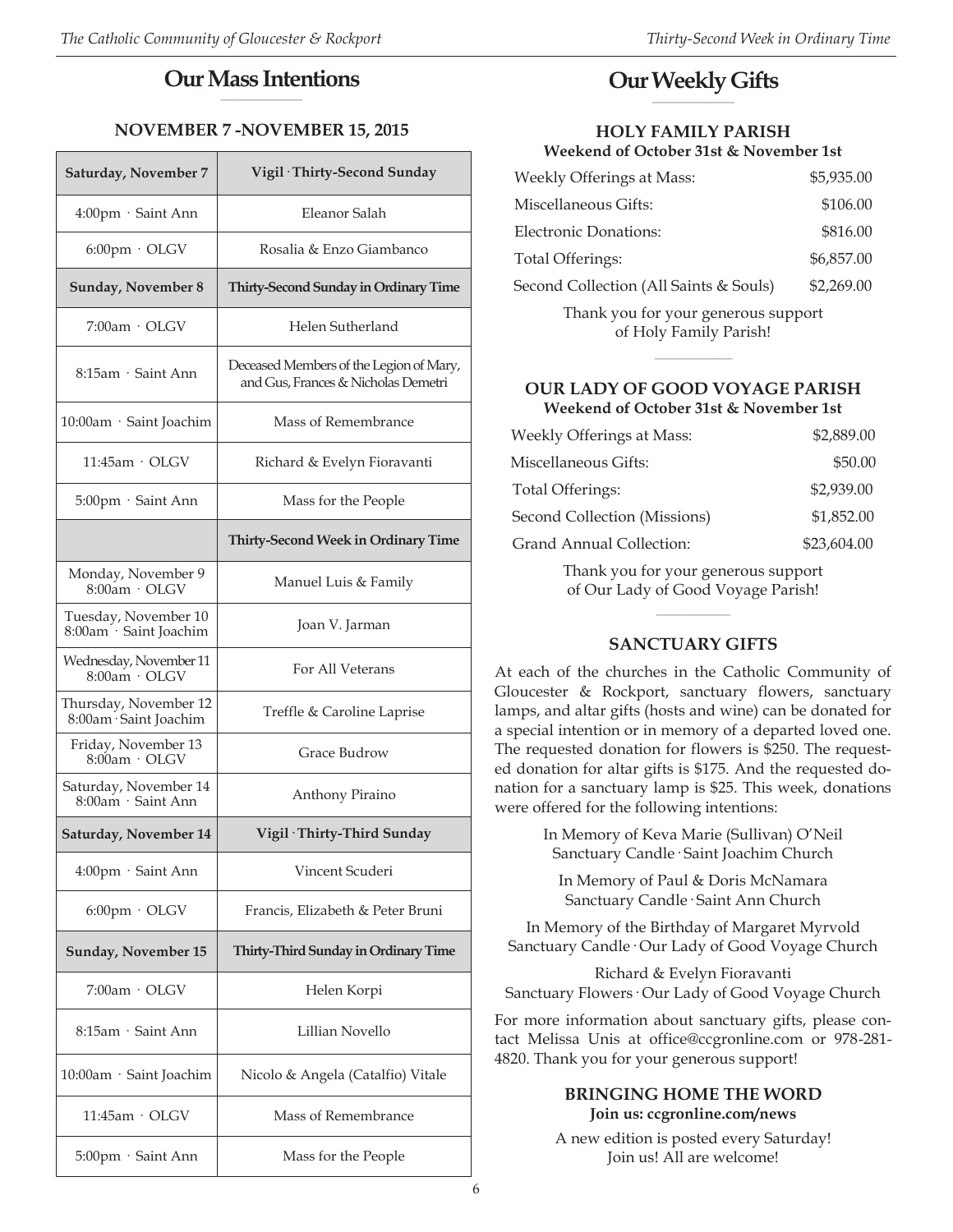## Our Mass Intentions

### NOVEMBER 7 -NOVEMBER 15, 2015

| Saturday, November 7 | Vigil · Thirty-Second Sunday |
|---|---|
| 4:00pm · Saint Ann | Eleanor Salah |
| 6:00pm · OLGV | Rosalia & Enzo Giambanco |
| **Sunday, November 8** | **Thirty-Second Sunday in Ordinary Time** |
| 7:00am · OLGV | Helen Sutherland |
| 8:15am · Saint Ann | Deceased Members of the Legion of Mary, and Gus, Frances & Nicholas Demetri |
| 10:00am · Saint Joachim | Mass of Remembrance |
| 11:45am · OLGV | Richard & Evelyn Fioravanti |
| 5:00pm · Saint Ann | Mass for the People |
| | **Thirty-Second Week in Ordinary Time** |
| Monday, November 9 8:00am · OLGV | Manuel Luis & Family |
| Tuesday, November 10 8:00am · Saint Joachim | Joan V. Jarman |
| Wednesday, November 11 8:00am · OLGV | For All Veterans |
| Thursday, November 12 8:00am · Saint Joachim | Treffle & Caroline Laprise |
| Friday, November 13 8:00am · OLGV | Grace Budrow |
| Saturday, November 14 8:00am · Saint Ann | Anthony Piraino |
| **Saturday, November 14** | **Vigil · Thirty-Third Sunday** |
| 4:00pm · Saint Ann | Vincent Scuderi |
| 6:00pm · OLGV | Francis, Elizabeth & Peter Bruni |
| **Sunday, November 15** | **Thirty-Third Sunday in Ordinary Time** |
| 7:00am · OLGV | Helen Korpi |
| 8:15am · Saint Ann | Lillian Novello |
| 10:00am · Saint Joachim | Nicolo & Angela (Catalfio) Vitale |
| 11:45am · OLGV | Mass of Remembrance |
| 5:00pm · Saint Ann | Mass for the People |

## Our Weekly Gifts

### HOLY FAMILY PARISH

**Weekend of October 31st & November 1st**

| | |
|---|---|
| Weekly Offerings at Mass: | $5,935.00 |
| Miscellaneous Gifts: | $106.00 |
| Electronic Donations: | $816.00 |
| Total Offerings: | $6,857.00 |
| Second Collection (All Saints & Souls) | $2,269.00 |

Thank you for your generous support of Holy Family Parish!

### OUR LADY OF GOOD VOYAGE PARISH

**Weekend of October 31st & November 1st**

| | |
|---|---|
| Weekly Offerings at Mass: | $2,889.00 |
| Miscellaneous Gifts: | $50.00 |
| Total Offerings: | $2,939.00 |
| Second Collection (Missions) | $1,852.00 |
| Grand Annual Collection: | $23,604.00 |

Thank you for your generous support of Our Lady of Good Voyage Parish!

### SANCTUARY GIFTS

At each of the churches in the Catholic Community of Gloucester & Rockport, sanctuary flowers, sanctuary lamps, and altar gifts (hosts and wine) can be donated for a special intention or in memory of a departed loved one. The requested donation for flowers is $250. The requested donation for altar gifts is $175. And the requested donation for a sanctuary lamp is $25. This week, donations were offered for the following intentions:

In Memory of Keva Marie (Sullivan) O'Neil
Sanctuary Candle · Saint Joachim Church

In Memory of Paul & Doris McNamara
Sanctuary Candle · Saint Ann Church

In Memory of the Birthday of Margaret Myrvold
Sanctuary Candle · Our Lady of Good Voyage Church

Richard & Evelyn Fioravanti
Sanctuary Flowers · Our Lady of Good Voyage Church

For more information about sanctuary gifts, please contact Melissa Unis at office@ccgronline.com or 978-281-4820. Thank you for your generous support!

### BRINGING HOME THE WORD

**Join us: ccgronline.com/news**

A new edition is posted every Saturday! Join us! All are welcome!